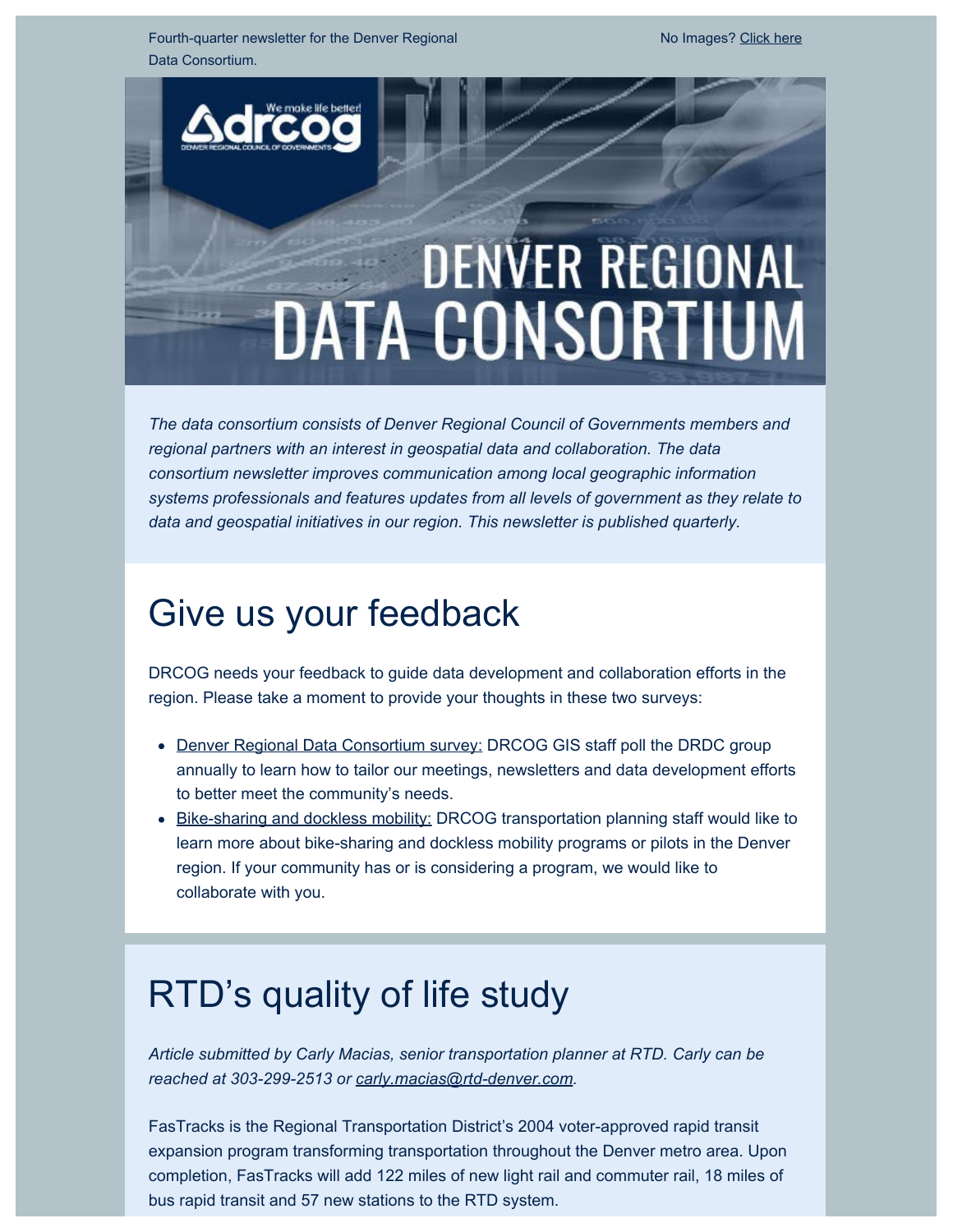Fourth-quarter newsletter for the Denver Regional Data Consortium.

No Images? Click here

# DENVER REGIONAL DATA CONSORTIUM

*The data consortium consists of Denver Regional Council of Governments members and regional partners with an interest in geospatial data and collaboration. The data consortium newsletter improves communication among local geographic information systems professionals and features updates from all levels of government as they relate to data and geospatial initiatives in our region. This newsletter is published quarterly.*

## Give us your feedback

DRCOG needs your feedback to guide data development and collaboration efforts in the region. Please take a moment to provide your thoughts in these two surveys:

- Denver Regional Data Consortium survey: DRCOG GIS staff poll the DRDC group annually to learn how to tailor our meetings, newsletters and data development efforts to better meet the community's needs.
- Bike-sharing and dockless mobility: DRCOG transportation planning staff would like to learn more about bike-sharing and dockless mobility programs or pilots in the Denver region. If your community has or is considering a program, we would like to collaborate with you.

## RTD's quality of life study

*Article submitted by Carly Macias, senior transportation planner at RTD. Carly can be reached at 303-299-2513 or carly.macias@rtd-denver.com.*

FasTracks is the Regional Transportation District's 2004 voter-approved rapid transit expansion program transforming transportation throughout the Denver metro area. Upon completion, FasTracks will add 122 miles of new light rail and commuter rail, 18 miles of bus rapid transit and 57 new stations to the RTD system.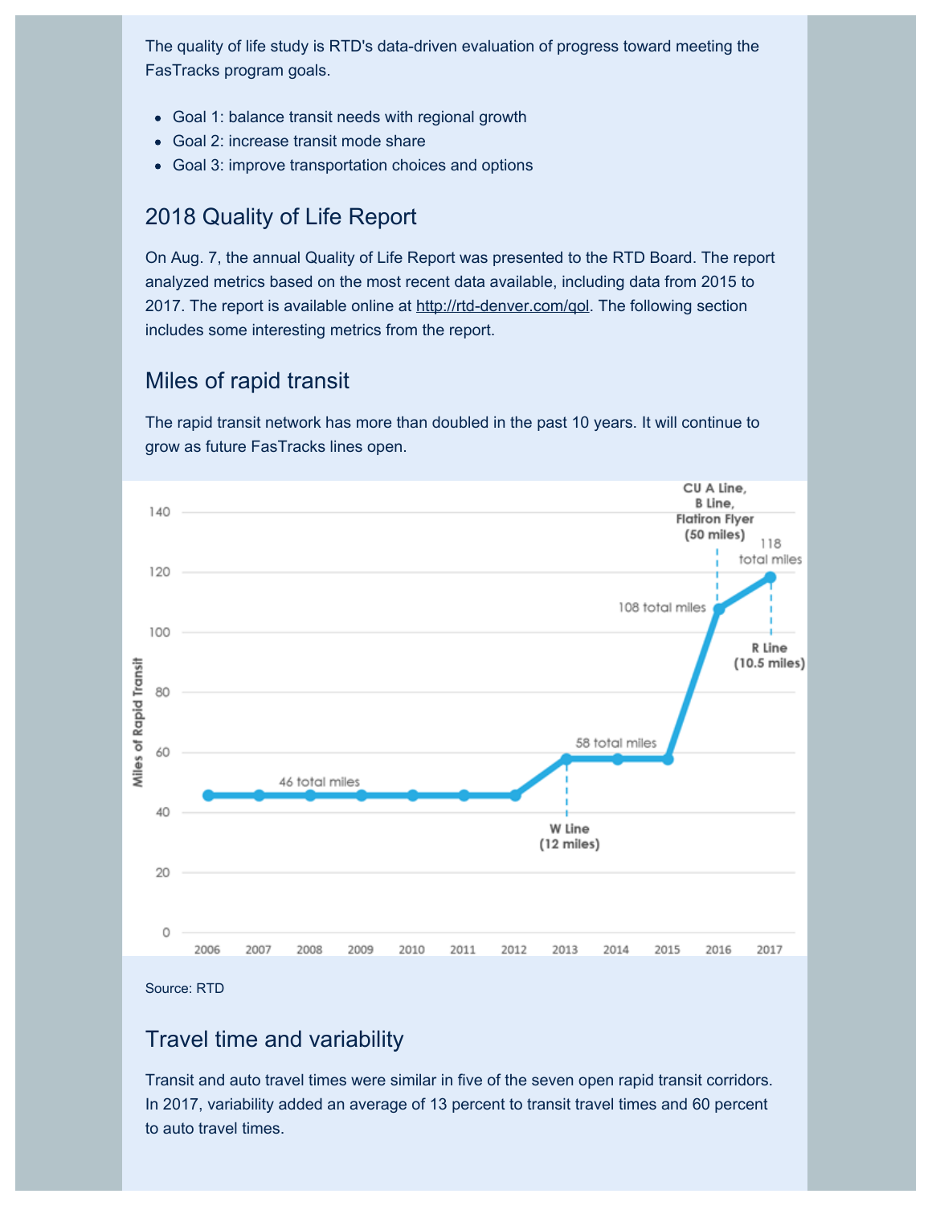The quality of life study is RTD's data-driven evaluation of progress toward meeting the FasTracks program goals.

- Goal 1: balance transit needs with regional growth
- Goal 2: increase transit mode share
- Goal 3: improve transportation choices and options

## 2018 Quality of Life Report

On Aug. 7, the annual Quality of Life Report was presented to the RTD Board. The report analyzed metrics based on the most recent data available, including data from 2015 to 2017. The report is available online at http://rtd-denver.com/qol. The following section includes some interesting metrics from the report.

## Miles of rapid transit

The rapid transit network has more than doubled in the past 10 years. It will continue to grow as future FasTracks lines open.

Source: RTD

## Travel time and variability

Transit and auto travel times were similar in five of the seven open rapid transit corridors. In 2017, variability added an average of 13 percent to transit travel times and 60 percent to auto travel times.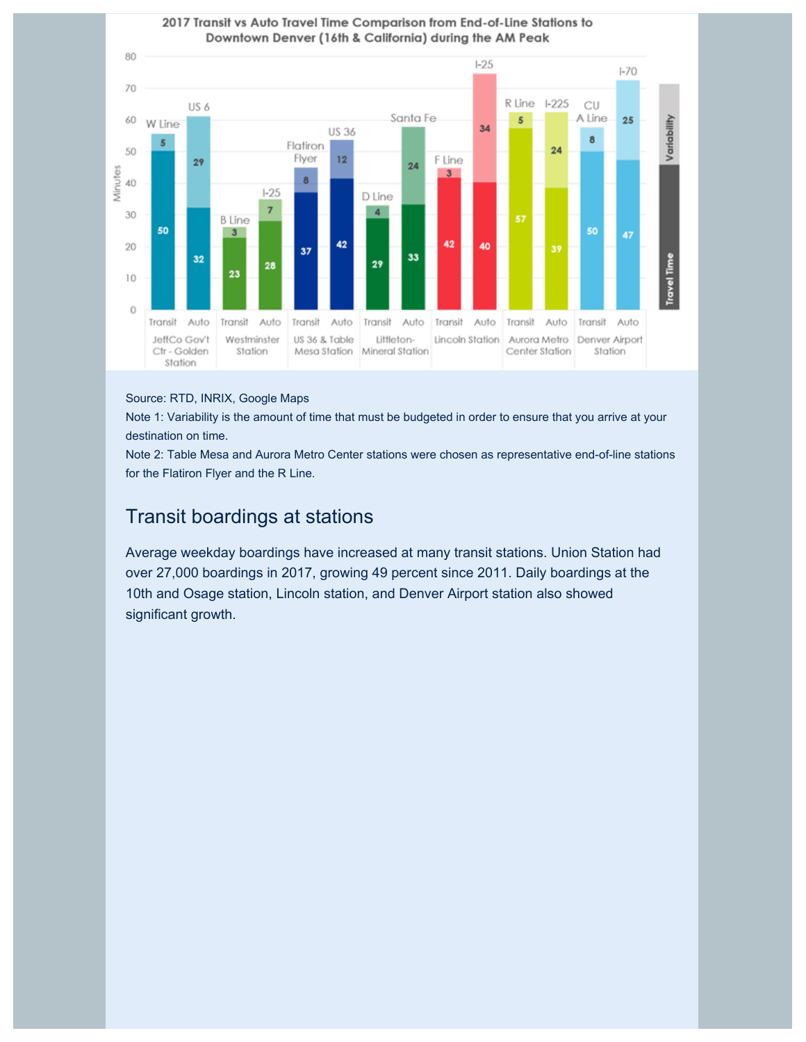**2017 Transit vs Auto Travel Time Comparison from End-of-Line Stations to Downtown Denver (16th & California) during the AM Peak**

| Station | Mode | Route | Travel Time (minutes) | Variability (minutes) |
| --- | --- | --- | --- | --- |
| JeffCo Gov't Ctr - Golden Station | Transit | W Line | 50 | 5 |
| JeffCo Gov't Ctr - Golden Station | Auto | US 6 | 32 | 29 |
| Westminster Station | Transit | B Line | 23 | 3 |
| Westminster Station | Auto | I-25 | 28 | 7 |
| US 36 & Table Mesa Station | Transit | Flatiron Flyer | 37 | 8 |
| US 36 & Table Mesa Station | Auto | US 36 | 42 | 12 |
| Littleton-Mineral Station | Transit | D Line | 29 | 4 |
| Littleton-Mineral Station | Auto | Santa Fe | 33 | 24 |
| Lincoln Station | Transit | F Line | 42 | 3 |
| Lincoln Station | Auto | I-25 | 40 | 34 |
| Aurora Metro Center Station | Transit | R Line | 57 | 5 |
| Aurora Metro Center Station | Auto | I-225 | 39 | 24 |
| Denver Airport Station | Transit | CU A Line | 50 | 8 |
| Denver Airport Station | Auto | I-70 | 47 | 25 |

Source: RTD, INRIX, Google Maps

Note 1: Variability is the amount of time that must be budgeted in order to ensure that you arrive at your destination on time.

Note 2: Table Mesa and Aurora Metro Center stations were chosen as representative end-of-line stations for the Flatiron Flyer and the R Line.

## Transit boardings at stations

Average weekday boardings have increased at many transit stations. Union Station had over 27,000 boardings in 2017, growing 49 percent since 2011. Daily boardings at the 10th and Osage station, Lincoln station, and Denver Airport station also showed significant growth.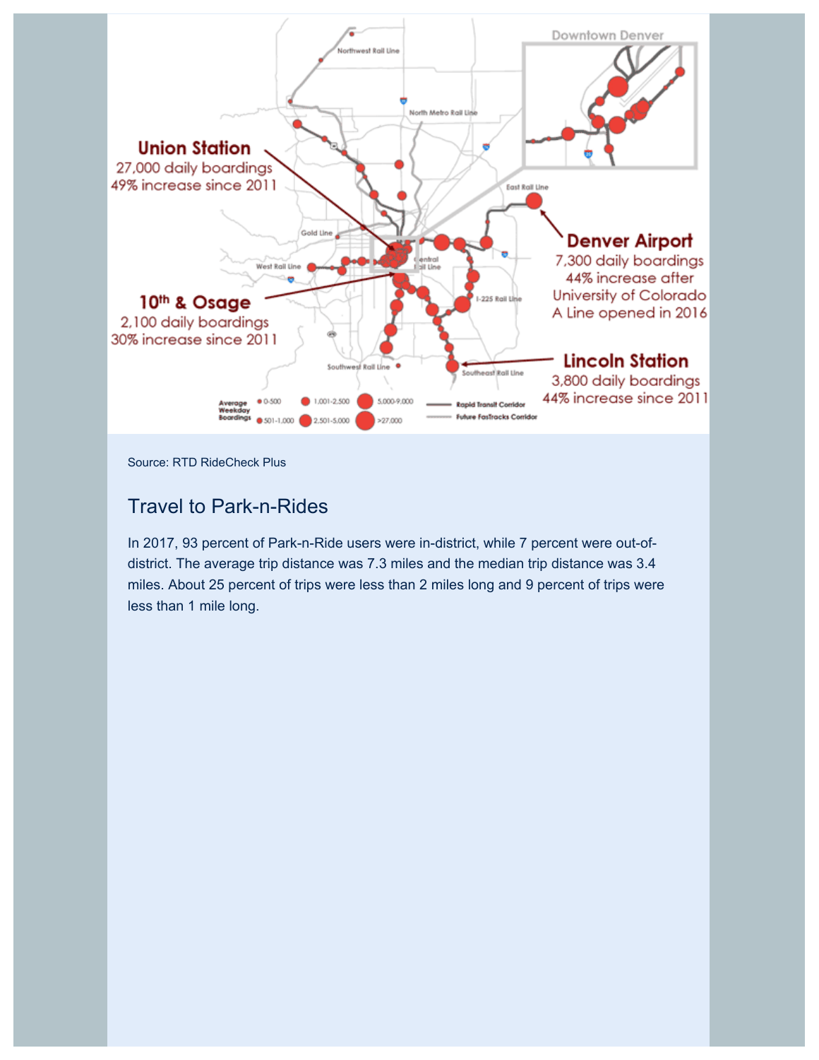**Union Station**
27,000 daily boardings
49% increase since 2011

**Denver Airport**
7,300 daily boardings
44% increase after University of Colorado A Line opened in 2016

**10th & Osage**
2,100 daily boardings
30% increase since 2011

**Lincoln Station**
3,800 daily boardings
44% increase since 2011

Source: RTD RideCheck Plus

## Travel to Park-n-Rides

In 2017, 93 percent of Park-n-Ride users were in-district, while 7 percent were out-of-district. The average trip distance was 7.3 miles and the median trip distance was 3.4 miles. About 25 percent of trips were less than 2 miles long and 9 percent of trips were less than 1 mile long.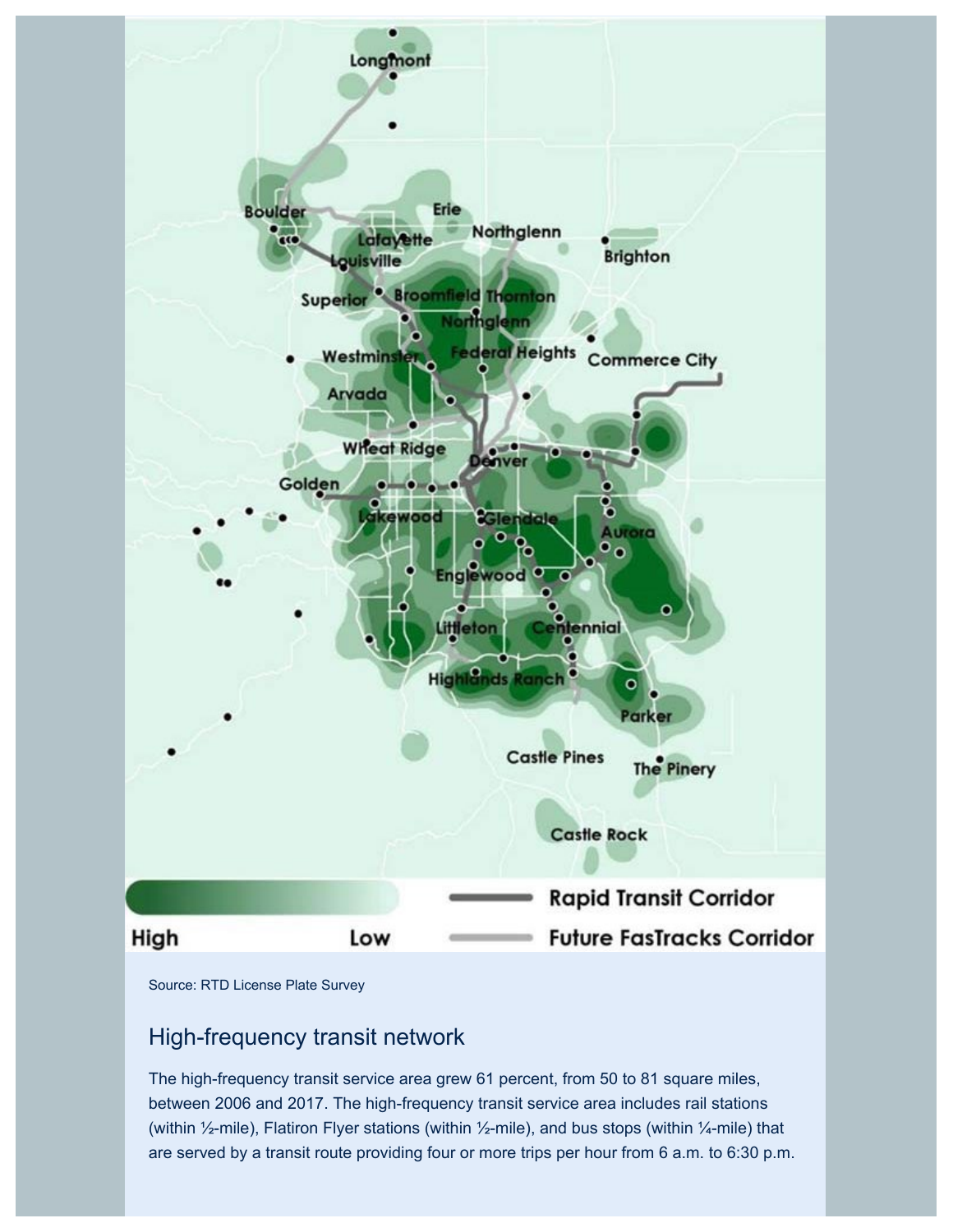Source: RTD License Plate Survey

## High-frequency transit network

The high-frequency transit service area grew 61 percent, from 50 to 81 square miles, between 2006 and 2017. The high-frequency transit service area includes rail stations (within ½-mile), Flatiron Flyer stations (within ½-mile), and bus stops (within ¼-mile) that are served by a transit route providing four or more trips per hour from 6 a.m. to 6:30 p.m.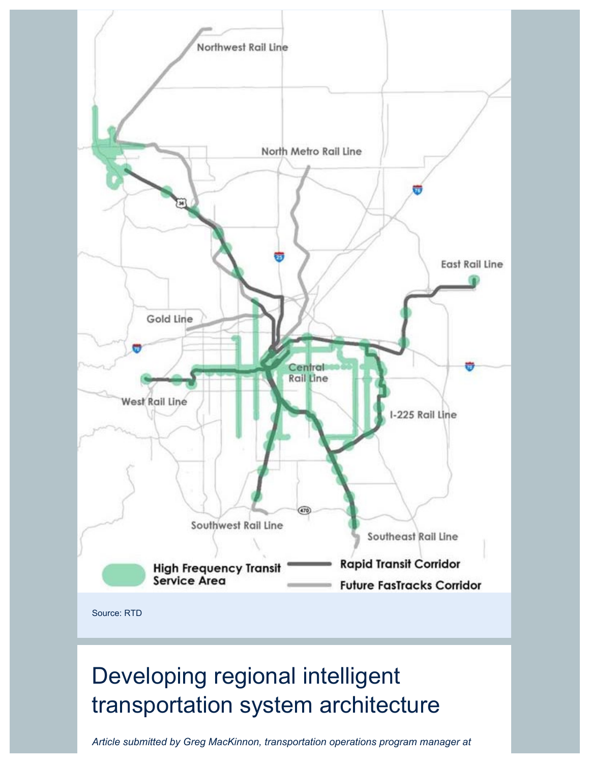Source: RTD

# Developing regional intelligent transportation system architecture

*Article submitted by Greg MacKinnon, transportation operations program manager at*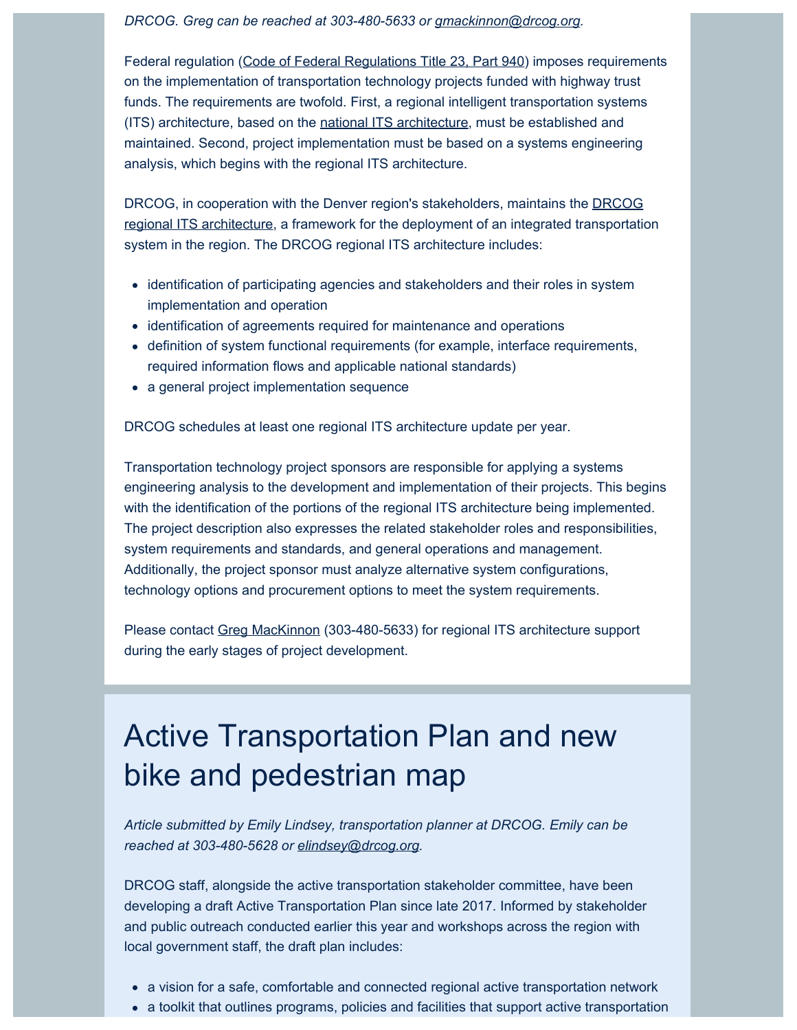*DRCOG. Greg can be reached at 303-480-5633 or gmackinnon@drcog.org.*

Federal regulation (Code of Federal Regulations Title 23, Part 940) imposes requirements on the implementation of transportation technology projects funded with highway trust funds. The requirements are twofold. First, a regional intelligent transportation systems (ITS) architecture, based on the national ITS architecture, must be established and maintained. Second, project implementation must be based on a systems engineering analysis, which begins with the regional ITS architecture.

DRCOG, in cooperation with the Denver region's stakeholders, maintains the DRCOG regional ITS architecture, a framework for the deployment of an integrated transportation system in the region. The DRCOG regional ITS architecture includes:

- identification of participating agencies and stakeholders and their roles in system implementation and operation
- identification of agreements required for maintenance and operations
- definition of system functional requirements (for example, interface requirements, required information flows and applicable national standards)
- a general project implementation sequence

DRCOG schedules at least one regional ITS architecture update per year.

Transportation technology project sponsors are responsible for applying a systems engineering analysis to the development and implementation of their projects. This begins with the identification of the portions of the regional ITS architecture being implemented. The project description also expresses the related stakeholder roles and responsibilities, system requirements and standards, and general operations and management. Additionally, the project sponsor must analyze alternative system configurations, technology options and procurement options to meet the system requirements.

Please contact Greg MacKinnon (303-480-5633) for regional ITS architecture support during the early stages of project development.

# Active Transportation Plan and new bike and pedestrian map

*Article submitted by Emily Lindsey, transportation planner at DRCOG. Emily can be reached at 303-480-5628 or elindsey@drcog.org.*

DRCOG staff, alongside the active transportation stakeholder committee, have been developing a draft Active Transportation Plan since late 2017. Informed by stakeholder and public outreach conducted earlier this year and workshops across the region with local government staff, the draft plan includes:

- a vision for a safe, comfortable and connected regional active transportation network
- a toolkit that outlines programs, policies and facilities that support active transportation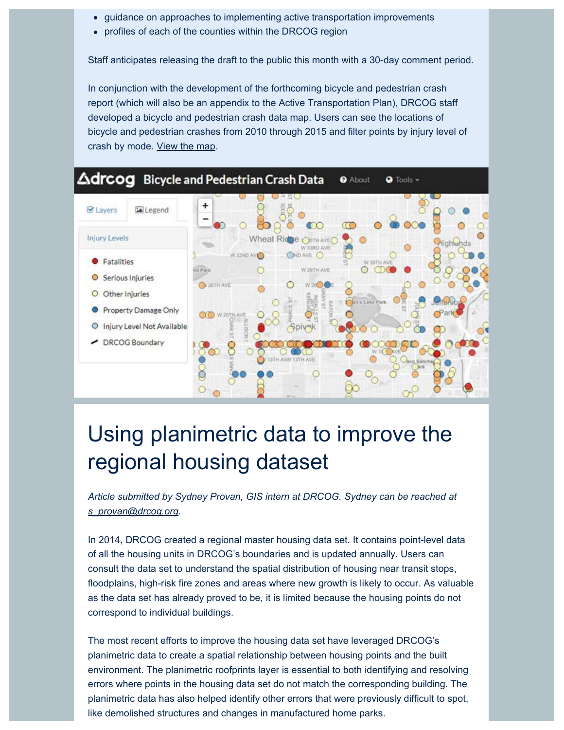- guidance on approaches to implementing active transportation improvements
- profiles of each of the counties within the DRCOG region

Staff anticipates releasing the draft to the public this month with a 30-day comment period.

In conjunction with the development of the forthcoming bicycle and pedestrian crash report (which will also be an appendix to the Active Transportation Plan), DRCOG staff developed a bicycle and pedestrian crash data map. Users can see the locations of bicycle and pedestrian crashes from 2010 through 2015 and filter points by injury level of crash by mode. View the map.

# Using planimetric data to improve the regional housing dataset

*Article submitted by Sydney Provan, GIS intern at DRCOG. Sydney can be reached at s_provan@drcog.org.*

In 2014, DRCOG created a regional master housing data set. It contains point-level data of all the housing units in DRCOG's boundaries and is updated annually. Users can consult the data set to understand the spatial distribution of housing near transit stops, floodplains, high-risk fire zones and areas where new growth is likely to occur. As valuable as the data set has already proved to be, it is limited because the housing points do not correspond to individual buildings.

The most recent efforts to improve the housing data set have leveraged DRCOG's planimetric data to create a spatial relationship between housing points and the built environment. The planimetric roofprints layer is essential to both identifying and resolving errors where points in the housing data set do not match the corresponding building. The planimetric data has also helped identify other errors that were previously difficult to spot, like demolished structures and changes in manufactured home parks.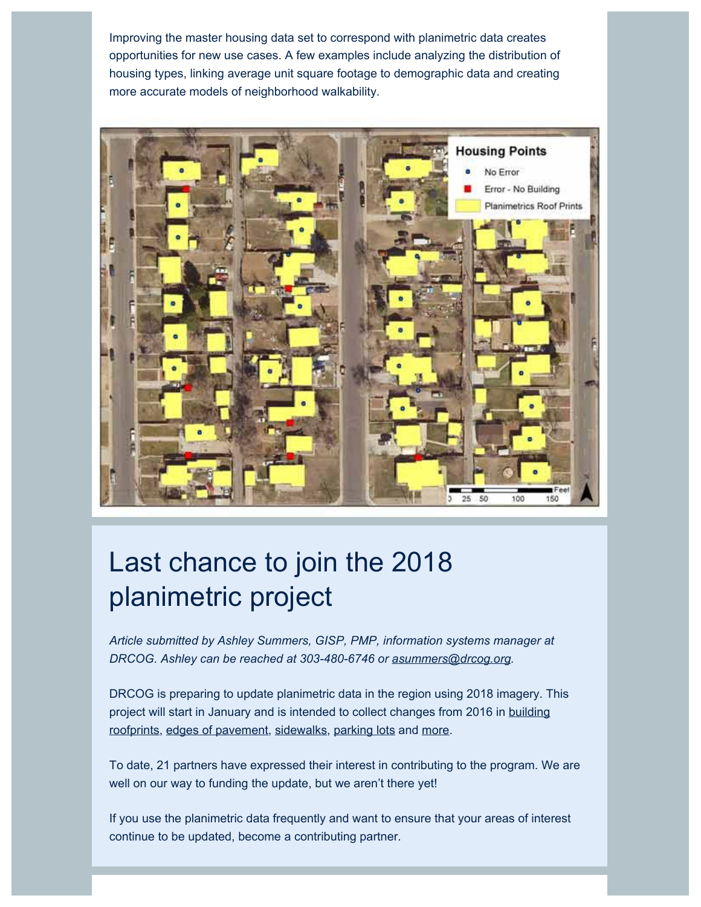Improving the master housing data set to correspond with planimetric data creates opportunities for new use cases. A few examples include analyzing the distribution of housing types, linking average unit square footage to demographic data and creating more accurate models of neighborhood walkability.

# Last chance to join the 2018 planimetric project

*Article submitted by Ashley Summers, GISP, PMP, information systems manager at DRCOG. Ashley can be reached at 303-480-6746 or asummers@drcog.org.*

DRCOG is preparing to update planimetric data in the region using 2018 imagery. This project will start in January and is intended to collect changes from 2016 in building roofprints, edges of pavement, sidewalks, parking lots and more.

To date, 21 partners have expressed their interest in contributing to the program. We are well on our way to funding the update, but we aren't there yet!

If you use the planimetric data frequently and want to ensure that your areas of interest continue to be updated, become a contributing partner.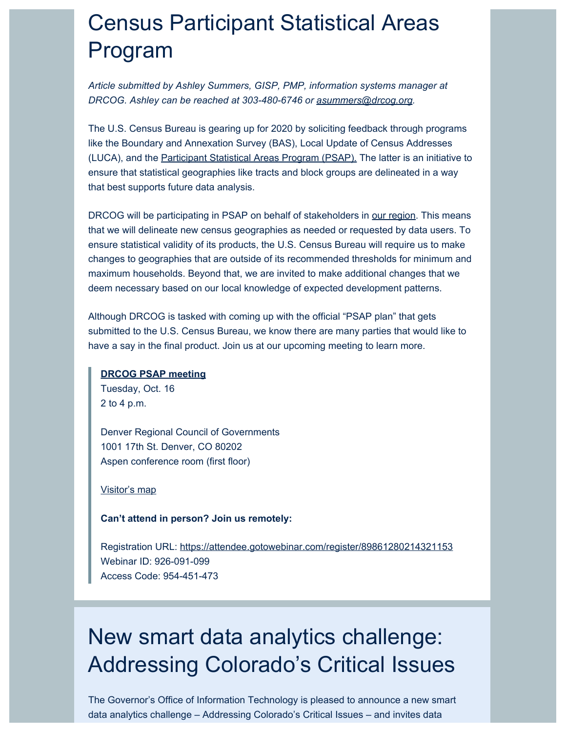# Census Participant Statistical Areas Program

*Article submitted by Ashley Summers, GISP, PMP, information systems manager at DRCOG. Ashley can be reached at 303-480-6746 or asummers@drcog.org.*

The U.S. Census Bureau is gearing up for 2020 by soliciting feedback through programs like the Boundary and Annexation Survey (BAS), Local Update of Census Addresses (LUCA), and the Participant Statistical Areas Program (PSAP). The latter is an initiative to ensure that statistical geographies like tracts and block groups are delineated in a way that best supports future data analysis.

DRCOG will be participating in PSAP on behalf of stakeholders in our region. This means that we will delineate new census geographies as needed or requested by data users. To ensure statistical validity of its products, the U.S. Census Bureau will require us to make changes to geographies that are outside of its recommended thresholds for minimum and maximum households. Beyond that, we are invited to make additional changes that we deem necessary based on our local knowledge of expected development patterns.

Although DRCOG is tasked with coming up with the official "PSAP plan" that gets submitted to the U.S. Census Bureau, we know there are many parties that would like to have a say in the final product. Join us at our upcoming meeting to learn more.

> **DRCOG PSAP meeting**
> Tuesday, Oct. 16
> 2 to 4 p.m.
>
> Denver Regional Council of Governments
> 1001 17th St. Denver, CO 80202
> Aspen conference room (first floor)
>
> Visitor's map
>
> **Can't attend in person? Join us remotely:**
>
> Registration URL: https://attendee.gotowebinar.com/register/89861280214321153
> Webinar ID: 926-091-099
> Access Code: 954-451-473

# New smart data analytics challenge: Addressing Colorado's Critical Issues

The Governor's Office of Information Technology is pleased to announce a new smart data analytics challenge – Addressing Colorado's Critical Issues – and invites data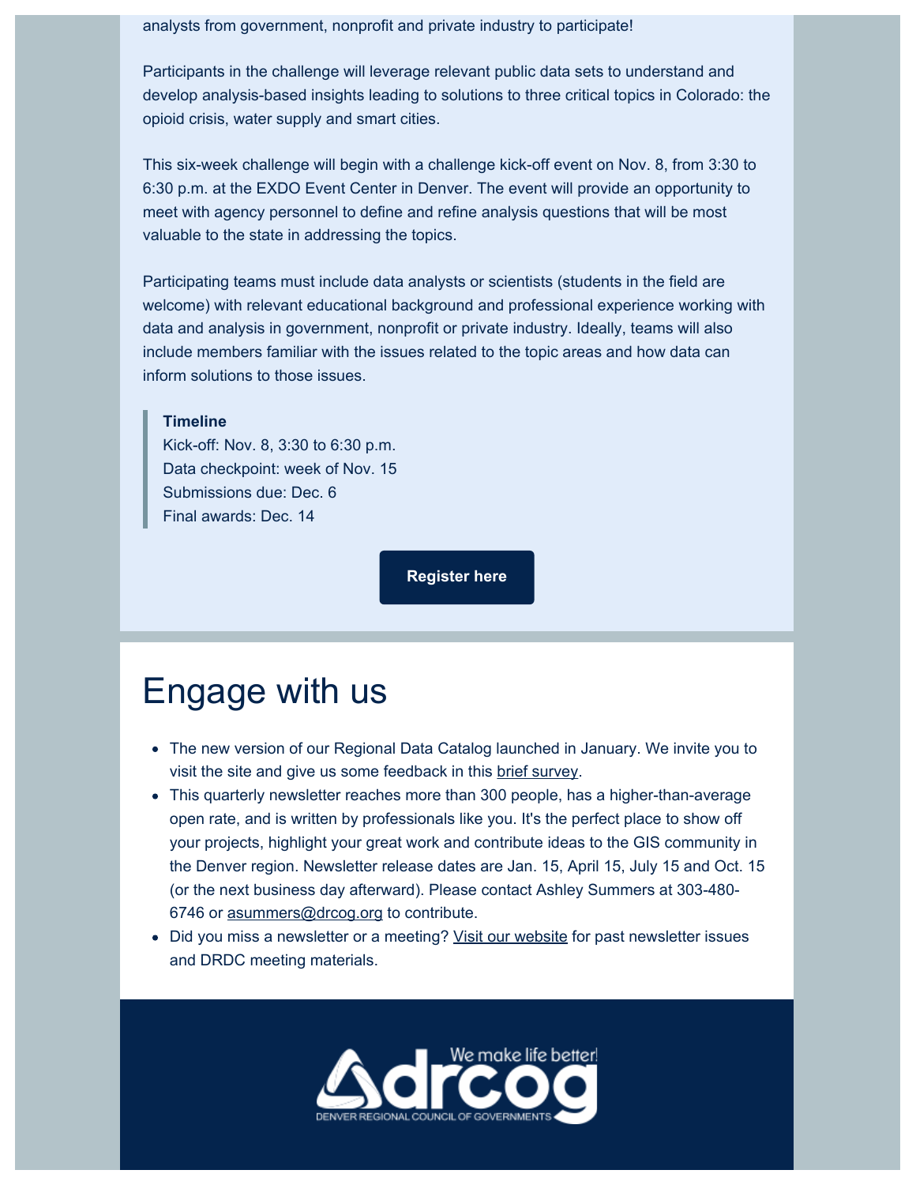analysts from government, nonprofit and private industry to participate!

Participants in the challenge will leverage relevant public data sets to understand and develop analysis-based insights leading to solutions to three critical topics in Colorado: the opioid crisis, water supply and smart cities.

This six-week challenge will begin with a challenge kick-off event on Nov. 8, from 3:30 to 6:30 p.m. at the EXDO Event Center in Denver. The event will provide an opportunity to meet with agency personnel to define and refine analysis questions that will be most valuable to the state in addressing the topics.

Participating teams must include data analysts or scientists (students in the field are welcome) with relevant educational background and professional experience working with data and analysis in government, nonprofit or private industry. Ideally, teams will also include members familiar with the issues related to the topic areas and how data can inform solutions to those issues.

> **Timeline**
> Kick-off: Nov. 8, 3:30 to 6:30 p.m.
> Data checkpoint: week of Nov. 15
> Submissions due: Dec. 6
> Final awards: Dec. 14

**Register here**

# Engage with us

- The new version of our Regional Data Catalog launched in January. We invite you to visit the site and give us some feedback in this brief survey.
- This quarterly newsletter reaches more than 300 people, has a higher-than-average open rate, and is written by professionals like you. It's the perfect place to show off your projects, highlight your great work and contribute ideas to the GIS community in the Denver region. Newsletter release dates are Jan. 15, April 15, July 15 and Oct. 15 (or the next business day afterward). Please contact Ashley Summers at 303-480-6746 or asummers@drcog.org to contribute.
- Did you miss a newsletter or a meeting? Visit our website for past newsletter issues and DRDC meeting materials.

We make life better!
drcog
DENVER REGIONAL COUNCIL OF GOVERNMENTS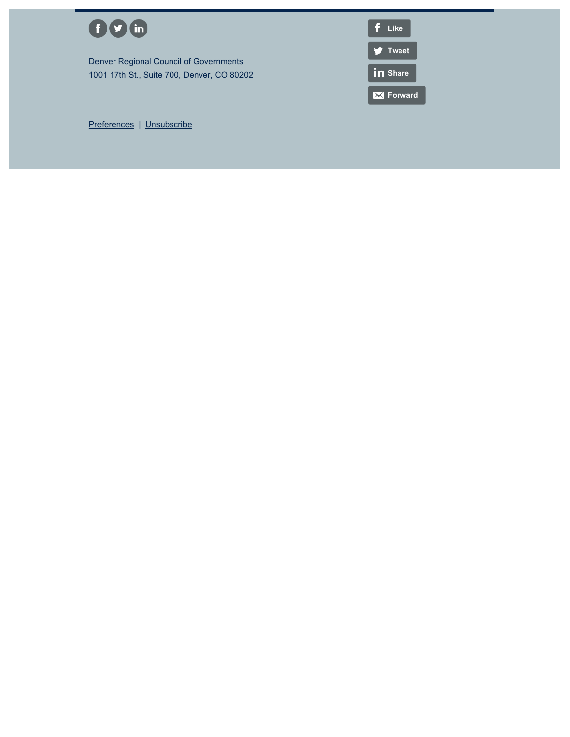Denver Regional Council of Governments
1001 17th St., Suite 700, Denver, CO 80202

Like

Tweet

Share

Forward

Preferences | Unsubscribe